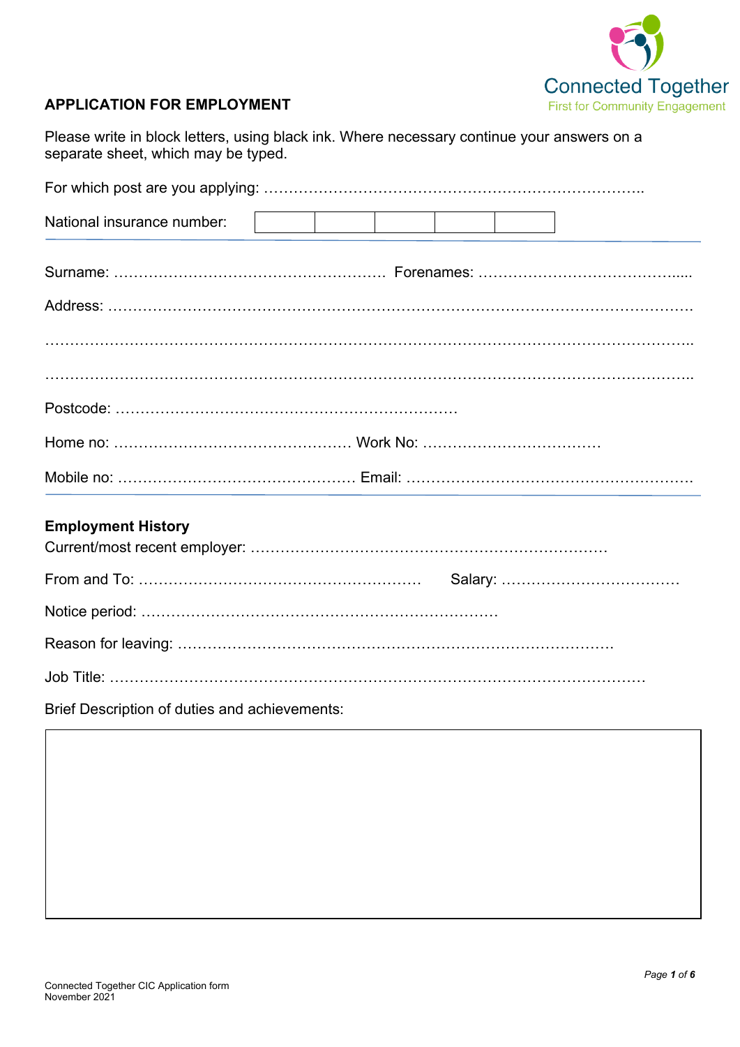Connected Together
First for Community Engagement

**APPLICATION FOR EMPLOYMENT**

Please write in block letters, using black ink. Where necessary continue your answers on a separate sheet, which may be typed.

For which post are you applying: ……………………………………………………………………..

National insurance number:

| | | | | |
|---|---|---|---|---|
| | | | | |

---

Surname: ……………………………………………… Forenames: …………………………………....

Address: ……………………………………………………………………………………………………

…………………………………………………………………………………………………………………..

…………………………………………………………………………………………………………………..

Postcode: ……………………………………………………………

Home no: ………………………………………… Work No: ………………………………

Mobile no: ………………………………………… Email: …………………………………………………

---

**Employment History**

Current/most recent employer: ……………………………………………………………

From and To: ………………………………………………… Salary: ………………………………

Notice period: ……………………………………………………………

Reason for leaving: …………………………………………………………………………….

Job Title: ……………………………………………………………………………………………

Brief Description of duties and achievements:

| |
|---|
| |

Connected Together CIC Application form
November 2021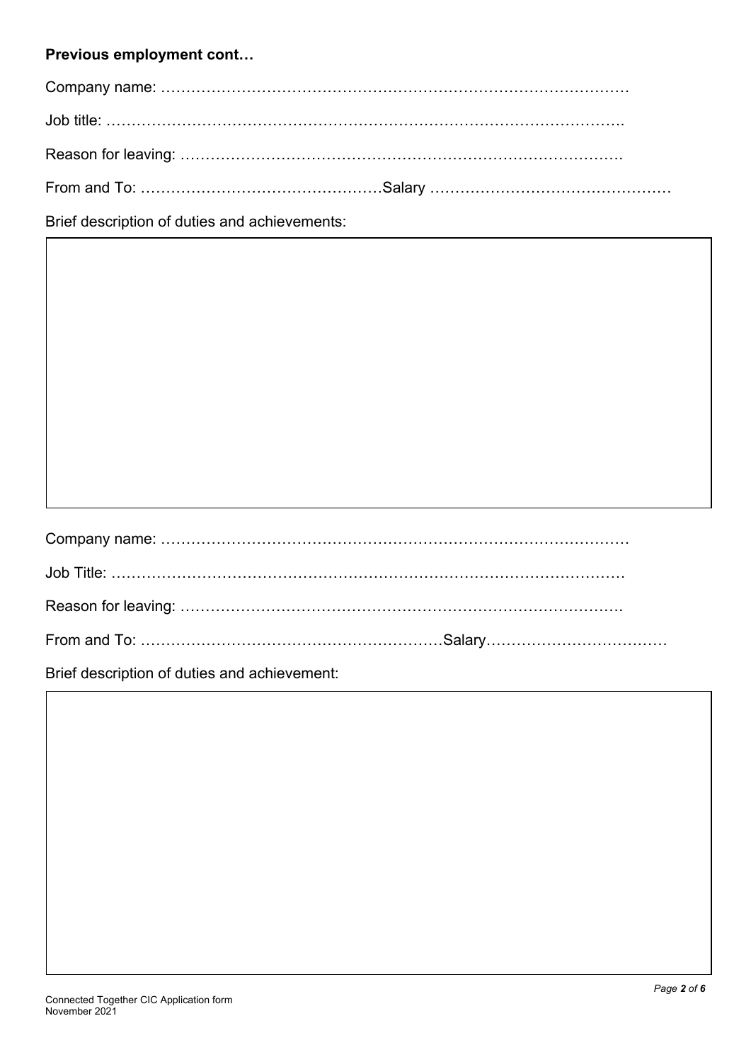**Previous employment cont…**

Company name: ………………………………………………………………………………

Job title: …………………………………………………………………………………………..

Reason for leaving: …………………………………………………………………………….

From and To: …………………………………………Salary …………………………………………

Brief description of duties and achievements:

Company name: ………………………………………………………………………………

Job Title: …………………………………………………………………………………………

Reason for leaving: …………………………………………………………………………….

From and To: ……………………………………………………Salary………………………………

Brief description of duties and achievement:

Connected Together CIC Application form
November 2021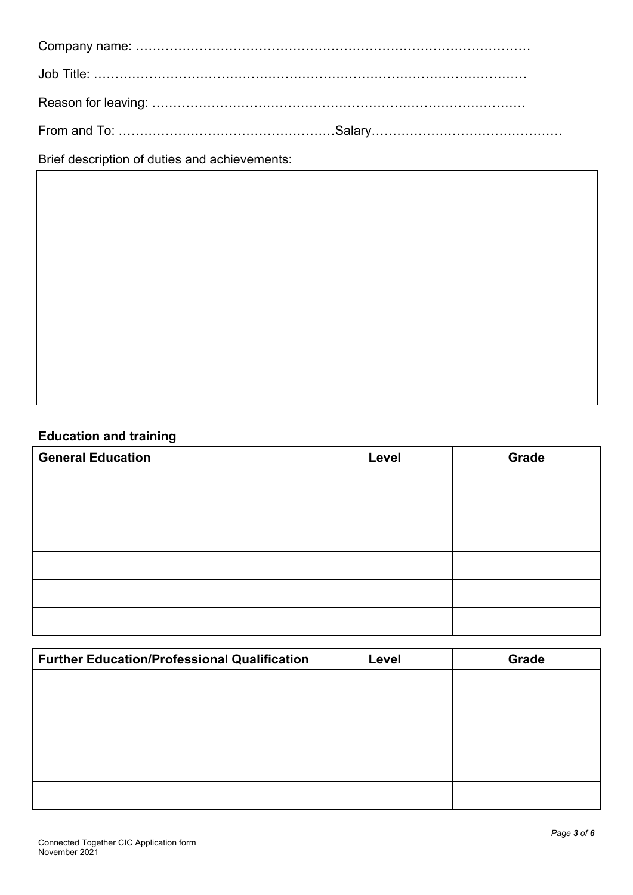Company name: …………………………………………………………………………………

Job Title: ……………………………………………………………………………………………

Reason for leaving: …………………………………………………………………………….

From and To: ……………………………………………Salary………………………………………

Brief description of duties and achievements:

## Education and training

| General Education | Level | Grade |
| --- | --- | --- |
| | | |
| | | |
| | | |
| | | |
| | | |
| | | |

| Further Education/Professional Qualification | Level | Grade |
| --- | --- | --- |
| | | |
| | | |
| | | |
| | | |
| | | |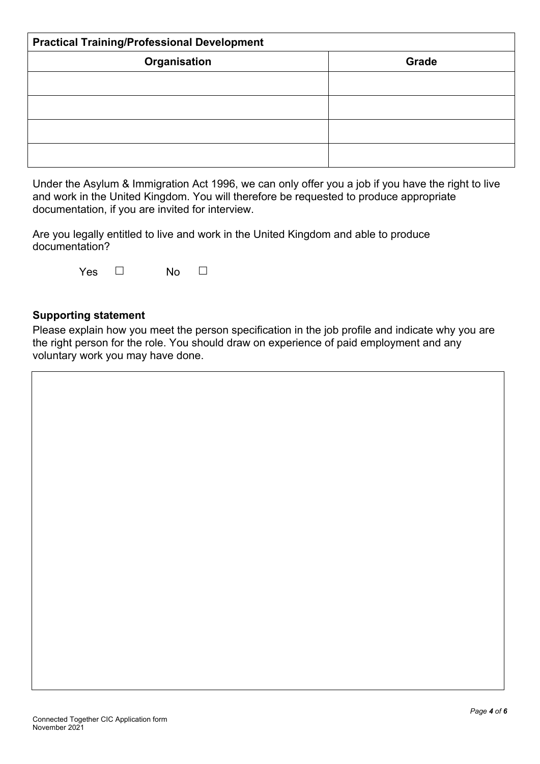| Practical Training/Professional Development | |
|---|---|
| **Organisation** | **Grade** |
| | |
| | |
| | |
| | |

Under the Asylum & Immigration Act 1996, we can only offer you a job if you have the right to live and work in the United Kingdom. You will therefore be requested to produce appropriate documentation, if you are invited for interview.

Are you legally entitled to live and work in the United Kingdom and able to produce documentation?

Yes ☐ No ☐

**Supporting statement**

Please explain how you meet the person specification in the job profile and indicate why you are the right person for the role. You should draw on experience of paid employment and any voluntary work you may have done.

| |
|---|
| |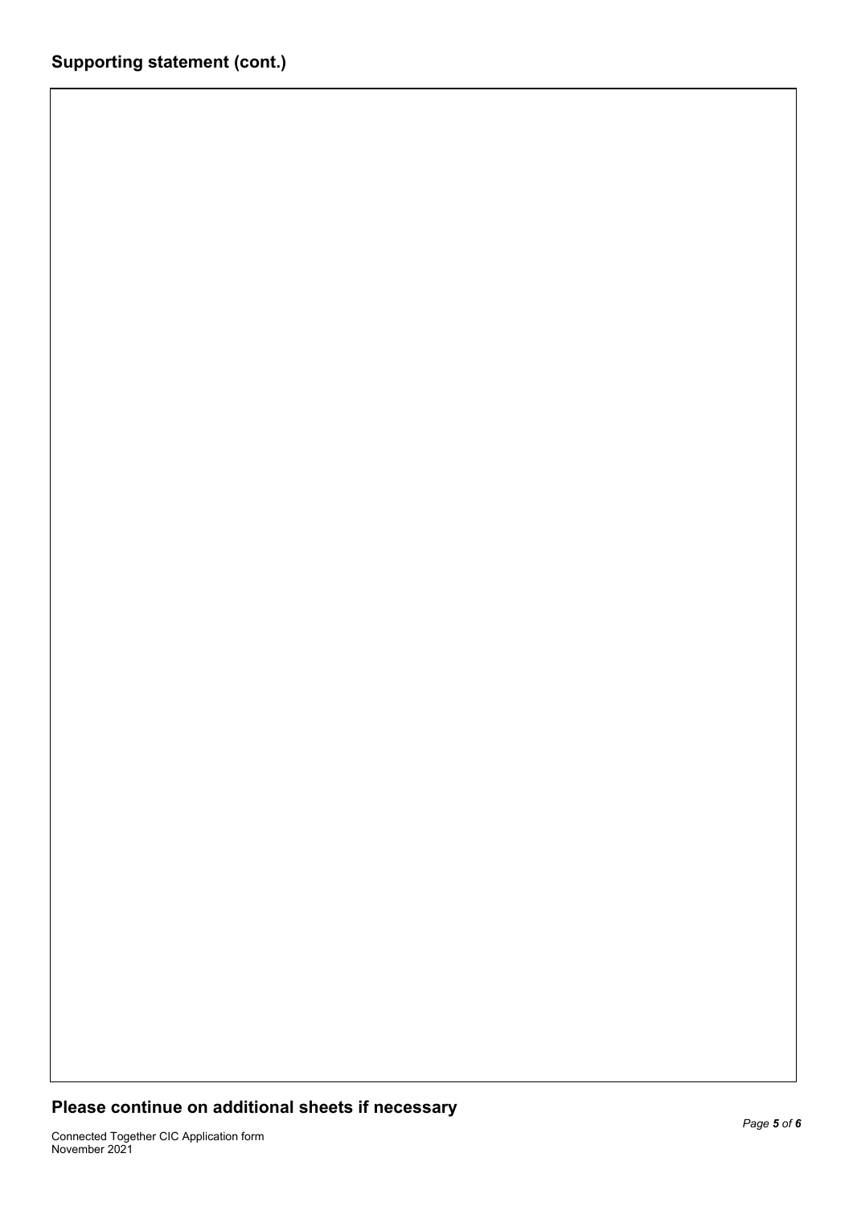## Supporting statement (cont.)

**Please continue on additional sheets if necessary**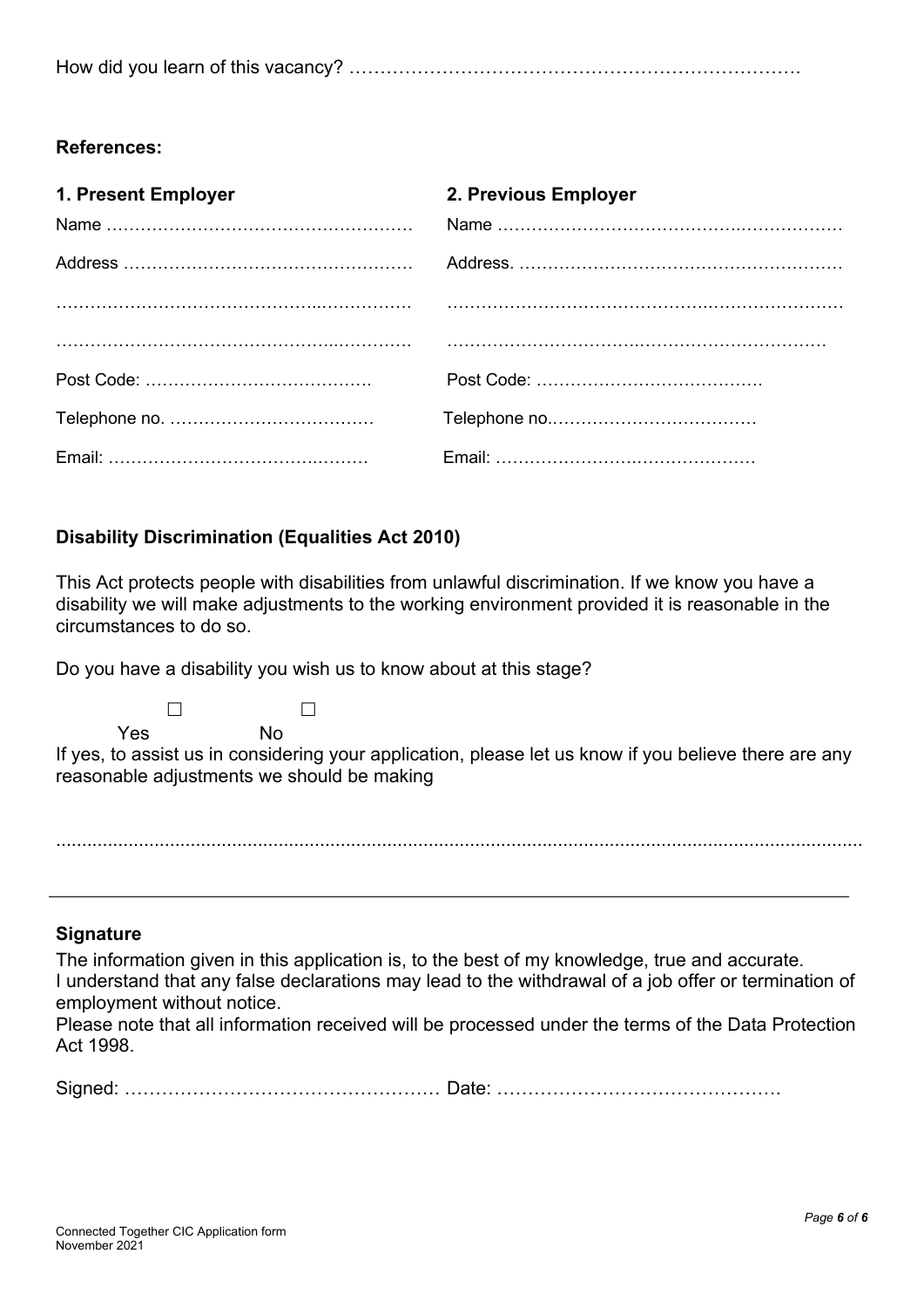How did you learn of this vacancy? ………………………………………………………………

**References:**

| 1. Present Employer | 2. Previous Employer |
|---|---|
| Name ……………………………………………… | Name …………………………………………………… |
| Address …………………………………………… | Address. ………………………………………………… |
| …………………………………………………… | …………………………………………………………… |
| …………………………………………………… | ………………………………………………………… |
| Post Code: …………………………………. | Post Code: …………………………………. |
| Telephone no. ……………………………. | Telephone no.……………………………… |
| Email: ……………………………………… | Email: ……………………………………… |

**Disability Discrimination (Equalities Act 2010)**

This Act protects people with disabilities from unlawful discrimination. If we know you have a disability we will make adjustments to the working environment provided it is reasonable in the circumstances to do so.

Do you have a disability you wish us to know about at this stage?

☐ Yes ☐ No

If yes, to assist us in considering your application, please let us know if you believe there are any reasonable adjustments we should be making

..........................................................................................................................................................

---

**Signature**

The information given in this application is, to the best of my knowledge, true and accurate. I understand that any false declarations may lead to the withdrawal of a job offer or termination of employment without notice.
Please note that all information received will be processed under the terms of the Data Protection Act 1998.

Signed: …………………………………………… Date: ……………………………………….

Connected Together CIC Application form
November 2021